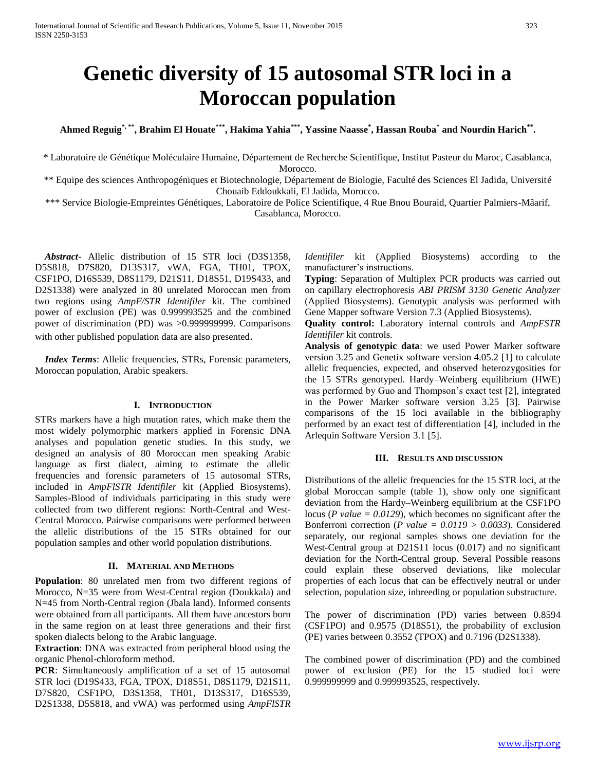# Genetic diversity of 15 autosomal STR loci in a Moroccan population

**Ahmed Reguig[*, **], Brahim El Houate[***], Hakima Yahia[***], Yassine Naasse[*], Hassan Rouba[*] and Nourdin Harich[**].**

\* Laboratoire de Génétique Moléculaire Humaine, Département de Recherche Scientifique, Institut Pasteur du Maroc, Casablanca, Morocco.

\*\* Equipe des sciences Anthropogéniques et Biotechnologie, Département de Biologie, Faculté des Sciences El Jadida, Université Chouaib Eddoukkali, El Jadida, Morocco.

\*\*\* Service Biologie-Empreintes Génétiques, Laboratoire de Police Scientifique, 4 Rue Bnou Bouraid, Quartier Palmiers-Mâarif, Casablanca, Morocco.

***Abstract-*** Allelic distribution of 15 STR loci (D3S1358, D5S818, D7S820, D13S317, vWA, FGA, TH01, TPOX, CSF1PO, D16S539, D8S1179, D21S11, D18S51, D19S433, and D2S1338) were analyzed in 80 unrelated Moroccan men from two regions using *AmpF/STR Identifiler* kit. The combined power of exclusion (PE) was 0.999993525 and the combined power of discrimination (PD) was >0.999999999. Comparisons with other published population data are also presented.

***Index Terms***: Allelic frequencies, STRs, Forensic parameters, Moroccan population, Arabic speakers.

## I. Introduction

STRs markers have a high mutation rates, which make them the most widely polymorphic markers applied in Forensic DNA analyses and population genetic studies. In this study, we designed an analysis of 80 Moroccan men speaking Arabic language as first dialect, aiming to estimate the allelic frequencies and forensic parameters of 15 autosomal STRs, included in *AmpFlSTR Identifiler* kit (Applied Biosystems). Samples-Blood of individuals participating in this study were collected from two different regions: North-Central and West-Central Morocco. Pairwise comparisons were performed between the allelic distributions of the 15 STRs obtained for our population samples and other world population distributions.

## II. Material and Methods

**Population**: 80 unrelated men from two different regions of Morocco, N=35 were from West-Central region (Doukkala) and N=45 from North-Central region (Jbala land). Informed consents were obtained from all participants. All them have ancestors born in the same region on at least three generations and their first spoken dialects belong to the Arabic language.

**Extraction**: DNA was extracted from peripheral blood using the organic Phenol-chloroform method.

**PCR**: Simultaneously amplification of a set of 15 autosomal STR loci (D19S433, FGA, TPOX, D18S51, D8S1179, D21S11, D7S820, CSF1PO, D3S1358, TH01, D13S317, D16S539, D2S1338, D5S818, and vWA) was performed using *AmpFlSTR Identifiler* kit (Applied Biosystems) according to the manufacturer's instructions.

**Typing**: Separation of Multiplex PCR products was carried out on capillary electrophoresis *ABI PRISM 3130 Genetic Analyzer* (Applied Biosystems). Genotypic analysis was performed with Gene Mapper software Version 7.3 (Applied Biosystems).

**Quality control:** Laboratory internal controls and *AmpFSTR Identifiler* kit controls.

**Analysis of genotypic data**: we used Power Marker software version 3.25 and Genetix software version 4.05.2 [1] to calculate allelic frequencies, expected, and observed heterozygosities for the 15 STRs genotyped. Hardy–Weinberg equilibrium (HWE) was performed by Guo and Thompson's exact test [2], integrated in the Power Marker software version 3.25 [3]. Pairwise comparisons of the 15 loci available in the bibliography performed by an exact test of differentiation [4], included in the Arlequin Software Version 3.1 [5].

## III. Results and Discussion

Distributions of the allelic frequencies for the 15 STR loci, at the global Moroccan sample (table 1), show only one significant deviation from the Hardy–Weinberg equilibrium at the CSF1PO locus (*P value = 0.0129*), which becomes no significant after the Bonferroni correction (*P value = 0.0119 > 0.0033*). Considered separately, our regional samples shows one deviation for the West-Central group at D21S11 locus (0.017) and no significant deviation for the North-Central group. Several Possible reasons could explain these observed deviations, like molecular properties of each locus that can be effectively neutral or under selection, population size, inbreeding or population substructure.

The power of discrimination (PD) varies between 0.8594 (CSF1PO) and 0.9575 (D18S51), the probability of exclusion (PE) varies between 0.3552 (TPOX) and 0.7196 (D2S1338).

The combined power of discrimination (PD) and the combined power of exclusion (PE) for the 15 studied loci were 0.999999999 and 0.999993525, respectively.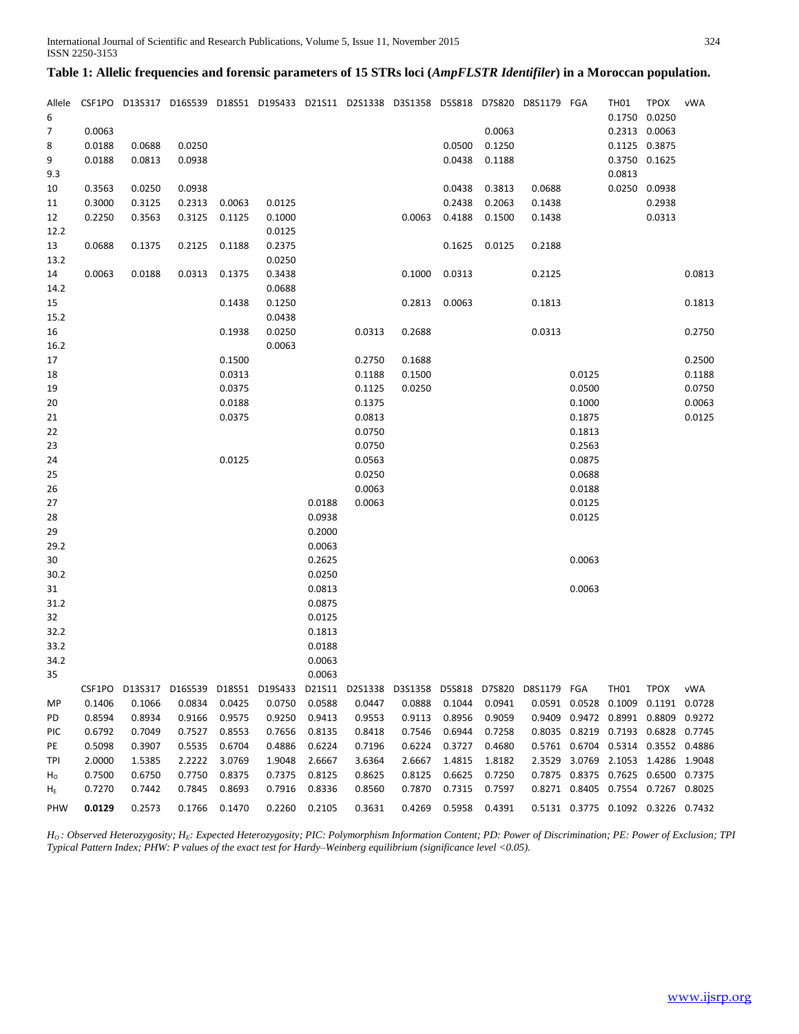**Table 1: Allelic frequencies and forensic parameters of 15 STRs loci (*AmpFLSTR Identifiler*) in a Moroccan population.**

| Allele | CSF1PO | D13S317 | D16S539 | D18S51 | D19S433 | D21S11 | D2S1338 | D3S1358 | D5S818 | D7S820 | D8S1179 | FGA | TH01 | TPOX | vWA |
|---|---|---|---|---|---|---|---|---|---|---|---|---|---|---|---|
| 6 | | | | | | | | | | | | | 0.1750 | 0.0250 | |
| 7 | 0.0063 | | | | | | | | | 0.0063 | | | 0.2313 | 0.0063 | |
| 8 | 0.0188 | 0.0688 | 0.0250 | | | | | | 0.0500 | 0.1250 | | | 0.1125 | 0.3875 | |
| 9 | 0.0188 | 0.0813 | 0.0938 | | | | | | 0.0438 | 0.1188 | | | 0.3750 | 0.1625 | |
| 9.3 | | | | | | | | | | | | | 0.0813 | | |
| 10 | 0.3563 | 0.0250 | 0.0938 | | | | | | 0.0438 | 0.3813 | 0.0688 | | 0.0250 | 0.0938 | |
| 11 | 0.3000 | 0.3125 | 0.2313 | 0.0063 | 0.0125 | | | | 0.2438 | 0.2063 | 0.1438 | | | 0.2938 | |
| 12 | 0.2250 | 0.3563 | 0.3125 | 0.1125 | 0.1000 | | | 0.0063 | 0.4188 | 0.1500 | 0.1438 | | | 0.0313 | |
| 12.2 | | | | | 0.0125 | | | | | | | | | | |
| 13 | 0.0688 | 0.1375 | 0.2125 | 0.1188 | 0.2375 | | | | 0.1625 | 0.0125 | 0.2188 | | | | |
| 13.2 | | | | | 0.0250 | | | | | | | | | | |
| 14 | 0.0063 | 0.0188 | 0.0313 | 0.1375 | 0.3438 | | | 0.1000 | 0.0313 | | 0.2125 | | | | 0.0813 |
| 14.2 | | | | | 0.0688 | | | | | | | | | | |
| 15 | | | | 0.1438 | 0.1250 | | | 0.2813 | 0.0063 | | 0.1813 | | | | 0.1813 |
| 15.2 | | | | | 0.0438 | | | | | | | | | | |
| 16 | | | | 0.1938 | 0.0250 | | 0.0313 | 0.2688 | | | 0.0313 | | | | 0.2750 |
| 16.2 | | | | | 0.0063 | | | | | | | | | | |
| 17 | | | | 0.1500 | | | 0.2750 | 0.1688 | | | | | | | 0.2500 |
| 18 | | | | 0.0313 | | | 0.1188 | 0.1500 | | | | 0.0125 | | | 0.1188 |
| 19 | | | | 0.0375 | | | 0.1125 | 0.0250 | | | | 0.0500 | | | 0.0750 |
| 20 | | | | 0.0188 | | | 0.1375 | | | | | 0.1000 | | | 0.0063 |
| 21 | | | | 0.0375 | | | 0.0813 | | | | | 0.1875 | | | 0.0125 |
| 22 | | | | | | | 0.0750 | | | | | 0.1813 | | | |
| 23 | | | | | | | 0.0750 | | | | | 0.2563 | | | |
| 24 | | | | 0.0125 | | | 0.0563 | | | | | 0.0875 | | | |
| 25 | | | | | | | 0.0250 | | | | | 0.0688 | | | |
| 26 | | | | | | | 0.0063 | | | | | 0.0188 | | | |
| 27 | | | | | | 0.0188 | 0.0063 | | | | | 0.0125 | | | |
| 28 | | | | | | 0.0938 | | | | | | 0.0125 | | | |
| 29 | | | | | | 0.2000 | | | | | | | | | |
| 29.2 | | | | | | 0.0063 | | | | | | | | | |
| 30 | | | | | | 0.2625 | | | | | | 0.0063 | | | |
| 30.2 | | | | | | 0.0250 | | | | | | | | | |
| 31 | | | | | | 0.0813 | | | | | | 0.0063 | | | |
| 31.2 | | | | | | 0.0875 | | | | | | | | | |
| 32 | | | | | | 0.0125 | | | | | | | | | |
| 32.2 | | | | | | 0.1813 | | | | | | | | | |
| 33.2 | | | | | | 0.0188 | | | | | | | | | |
| 34.2 | | | | | | 0.0063 | | | | | | | | | |
| 35 | | | | | | 0.0063 | | | | | | | | | |
| | CSF1PO | D13S317 | D16S539 | D18S51 | D19S433 | D21S11 | D2S1338 | D3S1358 | D5S818 | D7S820 | D8S1179 | FGA | TH01 | TPOX | vWA |
| MP | 0.1406 | 0.1066 | 0.0834 | 0.0425 | 0.0750 | 0.0588 | 0.0447 | 0.0888 | 0.1044 | 0.0941 | 0.0591 | 0.0528 | 0.1009 | 0.1191 | 0.0728 |
| PD | 0.8594 | 0.8934 | 0.9166 | 0.9575 | 0.9250 | 0.9413 | 0.9553 | 0.9113 | 0.8956 | 0.9059 | 0.9409 | 0.9472 | 0.8991 | 0.8809 | 0.9272 |
| PIC | 0.6792 | 0.7049 | 0.7527 | 0.8553 | 0.7656 | 0.8135 | 0.8418 | 0.7546 | 0.6944 | 0.7258 | 0.8035 | 0.8219 | 0.7193 | 0.6828 | 0.7745 |
| PE | 0.5098 | 0.3907 | 0.5535 | 0.6704 | 0.4886 | 0.6224 | 0.7196 | 0.6224 | 0.3727 | 0.4680 | 0.5761 | 0.6704 | 0.5314 | 0.3552 | 0.4886 |
| TPI | 2.0000 | 1.5385 | 2.2222 | 3.0769 | 1.9048 | 2.6667 | 3.6364 | 2.6667 | 1.4815 | 1.8182 | 2.3529 | 3.0769 | 2.1053 | 1.4286 | 1.9048 |
| $H_O$ | 0.7500 | 0.6750 | 0.7750 | 0.8375 | 0.7375 | 0.8125 | 0.8625 | 0.8125 | 0.6625 | 0.7250 | 0.7875 | 0.8375 | 0.7625 | 0.6500 | 0.7375 |
| $H_E$ | 0.7270 | 0.7442 | 0.7845 | 0.8693 | 0.7916 | 0.8336 | 0.8560 | 0.7870 | 0.7315 | 0.7597 | 0.8271 | 0.8405 | 0.7554 | 0.7267 | 0.8025 |
| PHW | **0.0129** | 0.2573 | 0.1766 | 0.1470 | 0.2260 | 0.2105 | 0.3631 | 0.4269 | 0.5958 | 0.4391 | 0.5131 | 0.3775 | 0.1092 | 0.3226 | 0.7432 |

*$H_O$: Observed Heterozygosity; $H_E$: Expected Heterozygosity; PIC: Polymorphism Information Content; PD: Power of Discrimination; PE: Power of Exclusion; TPI Typical Pattern Index; PHW: P values of the exact test for Hardy–Weinberg equilibrium (significance level <0.05).*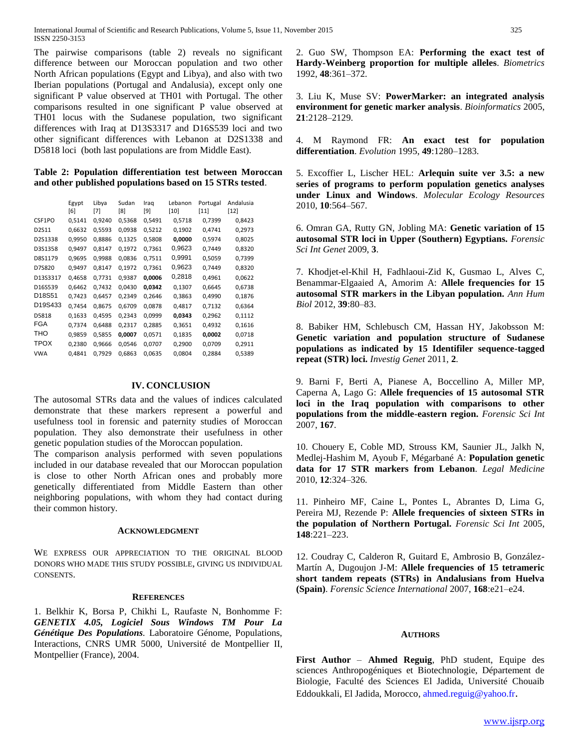The pairwise comparisons (table 2) reveals no significant difference between our Moroccan population and two other North African populations (Egypt and Libya), and also with two Iberian populations (Portugal and Andalusia), except only one significant P value observed at TH01 with Portugal. The other comparisons resulted in one significant P value observed at TH01 locus with the Sudanese population, two significant differences with Iraq at D13S3317 and D16S539 loci and two other significant differences with Lebanon at D2S1338 and D5818 loci (both last populations are from Middle East).

**Table 2: Population differentiation test between Moroccan and other published populations based on 15 STRs tested**.

| | Egypt [6] | Libya [7] | Sudan [8] | Iraq [9] | Lebanon [10] | Portugal [11] | Andalusia [12] |
|---|---|---|---|---|---|---|---|
| CSF1PO | 0,5141 | 0,9240 | 0,5368 | 0,5491 | 0,5718 | 0,7399 | 0,8423 |
| D2S11 | 0,6632 | 0,5593 | 0,0938 | 0,5212 | 0,1902 | 0,4741 | 0,2973 |
| D2S1338 | 0,9950 | 0,8886 | 0,1325 | 0,5808 | **0,0000** | 0,5974 | 0,8025 |
| D3S1358 | 0,9497 | 0,8147 | 0,1972 | 0,7361 | 0,9623 | 0,7449 | 0,8320 |
| D8S1179 | 0,9695 | 0,9988 | 0,0836 | 0,7511 | 0,9991 | 0,5059 | 0,7399 |
| D7S820 | 0,9497 | 0,8147 | 0,1972 | 0,7361 | 0,9623 | 0,7449 | 0,8320 |
| D13S3317 | 0,4658 | 0,7731 | 0,9387 | **0,0006** | 0,2818 | 0,4961 | 0,0622 |
| D16S539 | 0,6462 | 0,7432 | 0,0430 | **0,0342** | 0,1307 | 0,6645 | 0,6738 |
| D18S51 | 0,7423 | 0,6457 | 0,2349 | 0,2646 | 0,3863 | 0,4990 | 0,1876 |
| D19S433 | 0,7454 | 0,8675 | 0,6709 | 0,0878 | 0,4817 | 0,7132 | 0,6364 |
| D5818 | 0,1633 | 0,4595 | 0,2343 | 0,0999 | **0,0343** | 0,2962 | 0,1112 |
| FGA | 0,7374 | 0,6488 | 0,2317 | 0,2885 | 0,3651 | 0,4932 | 0,1616 |
| THO | 0,9859 | 0,5855 | **0,0007** | 0,0571 | 0,1835 | **0,0002** | 0,0718 |
| TPOX | 0,2380 | 0,9666 | 0,0546 | 0,0707 | 0,2900 | 0,0709 | 0,2911 |
| VWA | 0,4841 | 0,7929 | 0,6863 | 0,0635 | 0,0804 | 0,2884 | 0,5389 |

## IV. CONCLUSION

The autosomal STRs data and the values of indices calculated demonstrate that these markers represent a powerful and usefulness tool in forensic and paternity studies of Moroccan population. They also demonstrate their usefulness in other genetic population studies of the Moroccan population.

The comparison analysis performed with seven populations included in our database revealed that our Moroccan population is close to other North African ones and probably more genetically differentiated from Middle Eastern than other neighboring populations, with whom they had contact during their common history.

### ACKNOWLEDGMENT

WE EXPRESS OUR APPRECIATION TO THE ORIGINAL BLOOD DONORS WHO MADE THIS STUDY POSSIBLE, GIVING US INDIVIDUAL CONSENTS.

### REFERENCES

1. Belkhir K, Borsa P, Chikhi L, Raufaste N, Bonhomme F: ***GENETIX 4.05, Logiciel Sous Windows TM Pour La Génétique Des Populations***. Laboratoire Génome, Populations, Interactions, CNRS UMR 5000, Université de Montpellier II, Montpellier (France), 2004.

2. Guo SW, Thompson EA: **Performing the exact test of Hardy-Weinberg proportion for multiple alleles**. *Biometrics* 1992, **48**:361–372.

3. Liu K, Muse SV: **PowerMarker: an integrated analysis environment for genetic marker analysis**. *Bioinformatics* 2005, **21**:2128–2129.

4. M Raymond FR: **An exact test for population differentiation**. *Evolution* 1995, **49**:1280–1283.

5. Excoffier L, Lischer HEL: **Arlequin suite ver 3.5: a new series of programs to perform population genetics analyses under Linux and Windows**. *Molecular Ecology Resources* 2010, **10**:564–567.

6. Omran GA, Rutty GN, Jobling MA: **Genetic variation of 15 autosomal STR loci in Upper (Southern) Egyptians.** *Forensic Sci Int Genet* 2009, **3**.

7. Khodjet-el-Khil H, Fadhlaoui-Zid K, Gusmao L, Alves C, Benammar-Elgaaied A, Amorim A: **Allele frequencies for 15 autosomal STR markers in the Libyan population.** *Ann Hum Biol* 2012, **39**:80–83.

8. Babiker HM, Schlebusch CM, Hassan HY, Jakobsson M: **Genetic variation and population structure of Sudanese populations as indicated by 15 Identifiler sequence-tagged repeat (STR) loci.** *Investig Genet* 2011, **2**.

9. Barni F, Berti A, Pianese A, Boccellino A, Miller MP, Caperna A, Lago G: **Allele frequencies of 15 autosomal STR loci in the Iraq population with comparisons to other populations from the middle-eastern region.** *Forensic Sci Int* 2007, **167**.

10. Chouery E, Coble MD, Strouss KM, Saunier JL, Jalkh N, Medlej-Hashim M, Ayoub F, Mégarbané A: **Population genetic data for 17 STR markers from Lebanon**. *Legal Medicine* 2010, **12**:324–326.

11. Pinheiro MF, Caine L, Pontes L, Abrantes D, Lima G, Pereira MJ, Rezende P: **Allele frequencies of sixteen STRs in the population of Northern Portugal.** *Forensic Sci Int* 2005, **148**:221–223.

12. Coudray C, Calderon R, Guitard E, Ambrosio B, González-Martín A, Dugoujon J-M: **Allele frequencies of 15 tetrameric short tandem repeats (STRs) in Andalusians from Huelva (Spain)**. *Forensic Science International* 2007, **168**:e21–e24.

### AUTHORS

**First Author** – **Ahmed Reguig**, PhD student, Equipe des sciences Anthropogéniques et Biotechnologie, Département de Biologie, Faculté des Sciences El Jadida, Université Chouaib Eddoukkali, El Jadida, Morocco, ahmed.reguig@yahoo.fr.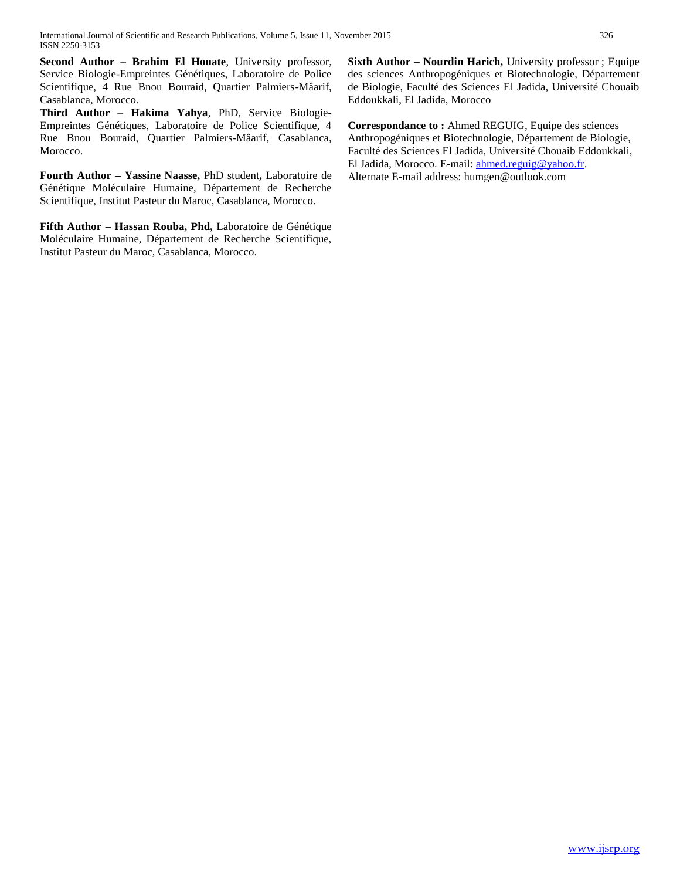**Second Author** – **Brahim El Houate**, University professor, Service Biologie-Empreintes Génétiques, Laboratoire de Police Scientifique, 4 Rue Bnou Bouraid, Quartier Palmiers-Mâarif, Casablanca, Morocco.

**Third Author** – **Hakima Yahya**, PhD, Service Biologie-Empreintes Génétiques, Laboratoire de Police Scientifique, 4 Rue Bnou Bouraid, Quartier Palmiers-Mâarif, Casablanca, Morocco.

**Fourth Author – Yassine Naasse,** PhD student**,** Laboratoire de Génétique Moléculaire Humaine, Département de Recherche Scientifique, Institut Pasteur du Maroc, Casablanca, Morocco.

**Fifth Author – Hassan Rouba, Phd,** Laboratoire de Génétique Moléculaire Humaine, Département de Recherche Scientifique, Institut Pasteur du Maroc, Casablanca, Morocco.

**Sixth Author – Nourdin Harich,** University professor ; Equipe des sciences Anthropogéniques et Biotechnologie, Département de Biologie, Faculté des Sciences El Jadida, Université Chouaib Eddoukkali, El Jadida, Morocco

**Correspondance to :** Ahmed REGUIG, Equipe des sciences Anthropogéniques et Biotechnologie, Département de Biologie, Faculté des Sciences El Jadida, Université Chouaib Eddoukkali, El Jadida, Morocco. E-mail: ahmed.reguig@yahoo.fr. Alternate E-mail address: humgen@outlook.com